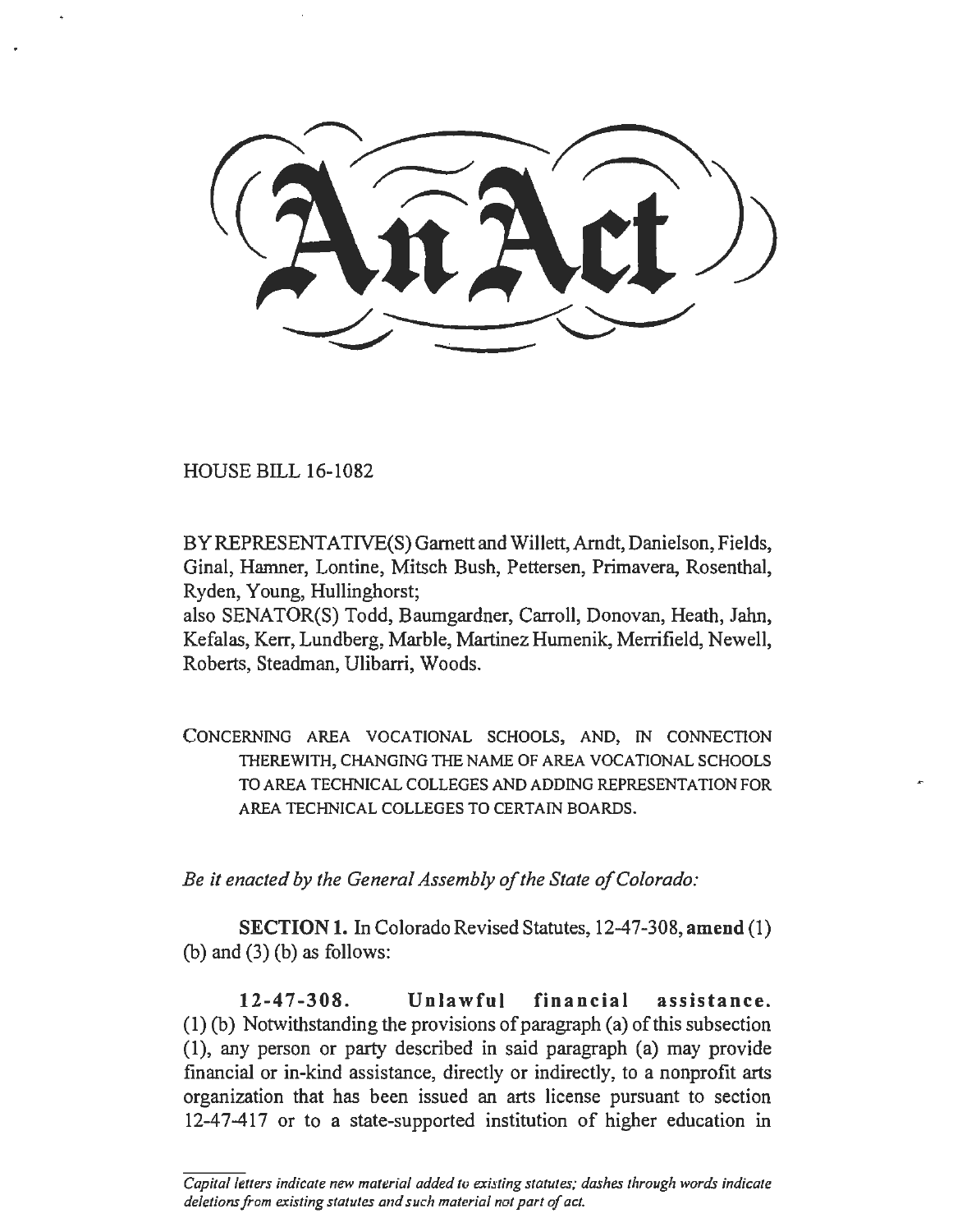# An Act

HOUSE BILL 16-1082

BY REPRESENTATIVE(S) Garnett and Willett, Arndt, Danielson, Fields, Ginal, Hamner, Lontine, Mitsch Bush, Pettersen, Primavera, Rosenthal, Ryden, Young, Hullinghorst;
also SENATOR(S) Todd, Baumgardner, Carroll, Donovan, Heath, Jahn, Kefalas, Kerr, Lundberg, Marble, Martinez Humenik, Merrifield, Newell, Roberts, Steadman, Ulibarri, Woods.

CONCERNING AREA VOCATIONAL SCHOOLS, AND, IN CONNECTION THEREWITH, CHANGING THE NAME OF AREA VOCATIONAL SCHOOLS TO AREA TECHNICAL COLLEGES AND ADDING REPRESENTATION FOR AREA TECHNICAL COLLEGES TO CERTAIN BOARDS.

*Be it enacted by the General Assembly of the State of Colorado:*

**SECTION 1.** In Colorado Revised Statutes, 12-47-308, **amend** (1) (b) and (3) (b) as follows:

**12-47-308. Unlawful financial assistance.** (1) (b) Notwithstanding the provisions of paragraph (a) of this subsection (1), any person or party described in said paragraph (a) may provide financial or in-kind assistance, directly or indirectly, to a nonprofit arts organization that has been issued an arts license pursuant to section 12-47-417 or to a state-supported institution of higher education in

*Capital letters indicate new material added to existing statutes; dashes through words indicate deletions from existing statutes and such material not part of act.*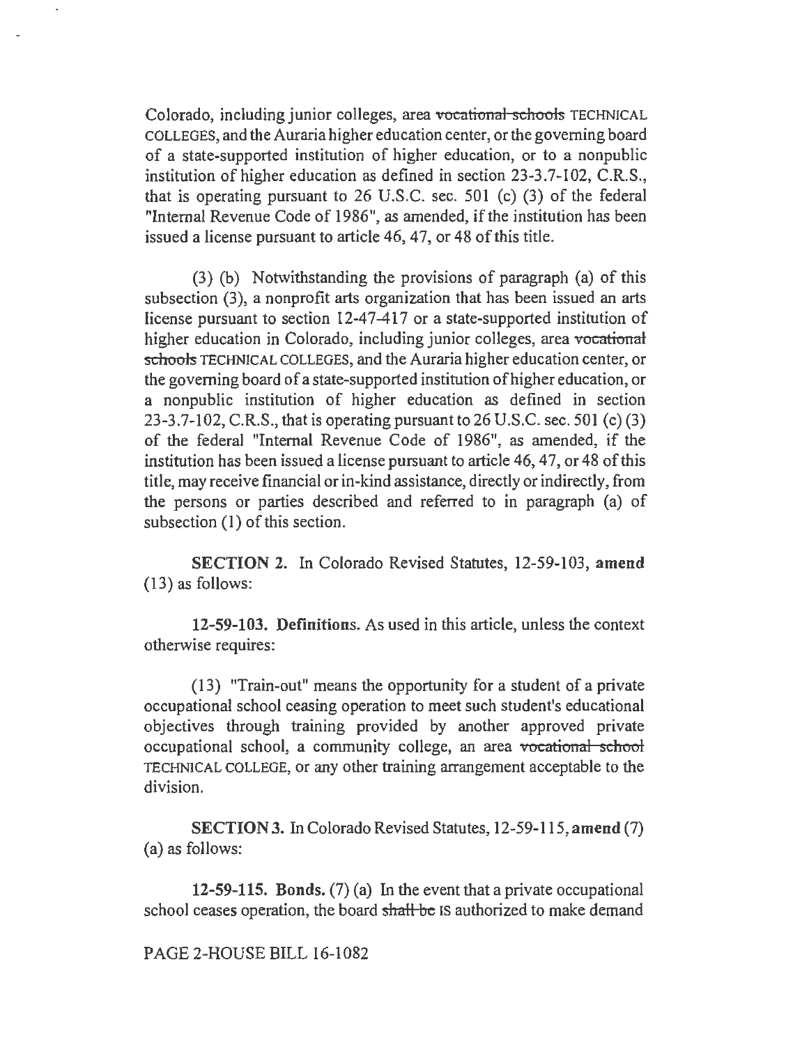Colorado, including junior colleges, area ~~vocational schools~~ TECHNICAL COLLEGES, and the Auraria higher education center, or the governing board of a state-supported institution of higher education, or to a nonpublic institution of higher education as defined in section 23-3.7-102, C.R.S., that is operating pursuant to 26 U.S.C. sec. 501 (c) (3) of the federal "Internal Revenue Code of 1986", as amended, if the institution has been issued a license pursuant to article 46, 47, or 48 of this title.

(3) (b) Notwithstanding the provisions of paragraph (a) of this subsection (3), a nonprofit arts organization that has been issued an arts license pursuant to section 12-47-417 or a state-supported institution of higher education in Colorado, including junior colleges, area ~~vocational schools~~ TECHNICAL COLLEGES, and the Auraria higher education center, or the governing board of a state-supported institution of higher education, or a nonpublic institution of higher education as defined in section 23-3.7-102, C.R.S., that is operating pursuant to 26 U.S.C. sec. 501 (c) (3) of the federal "Internal Revenue Code of 1986", as amended, if the institution has been issued a license pursuant to article 46, 47, or 48 of this title, may receive financial or in-kind assistance, directly or indirectly, from the persons or parties described and referred to in paragraph (a) of subsection (1) of this section.

**SECTION 2.** In Colorado Revised Statutes, 12-59-103, **amend** (13) as follows:

**12-59-103. Definitions.** As used in this article, unless the context otherwise requires:

(13) "Train-out" means the opportunity for a student of a private occupational school ceasing operation to meet such student's educational objectives through training provided by another approved private occupational school, a community college, an area ~~vocational school~~ TECHNICAL COLLEGE, or any other training arrangement acceptable to the division.

**SECTION 3.** In Colorado Revised Statutes, 12-59-115, **amend** (7) (a) as follows:

**12-59-115. Bonds.** (7) (a) In the event that a private occupational school ceases operation, the board ~~shall be~~ IS authorized to make demand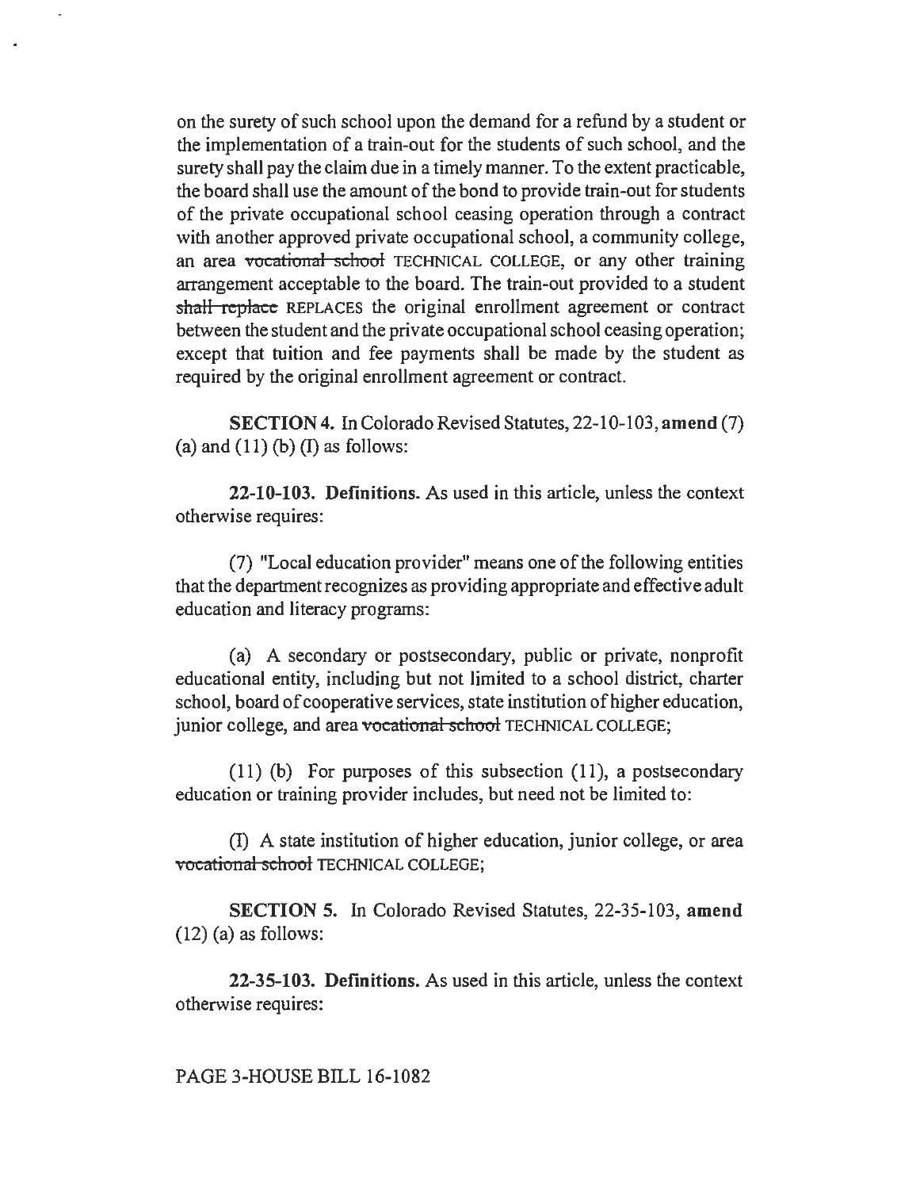on the surety of such school upon the demand for a refund by a student or the implementation of a train-out for the students of such school, and the surety shall pay the claim due in a timely manner. To the extent practicable, the board shall use the amount of the bond to provide train-out for students of the private occupational school ceasing operation through a contract with another approved private occupational school, a community college, an area ~~vocational school~~ TECHNICAL COLLEGE, or any other training arrangement acceptable to the board. The train-out provided to a student ~~shall replace~~ REPLACES the original enrollment agreement or contract between the student and the private occupational school ceasing operation; except that tuition and fee payments shall be made by the student as required by the original enrollment agreement or contract.

**SECTION 4.** In Colorado Revised Statutes, 22-10-103, **amend** (7) (a) and (11) (b) (I) as follows:

**22-10-103. Definitions.** As used in this article, unless the context otherwise requires:

(7) "Local education provider" means one of the following entities that the department recognizes as providing appropriate and effective adult education and literacy programs:

(a) A secondary or postsecondary, public or private, nonprofit educational entity, including but not limited to a school district, charter school, board of cooperative services, state institution of higher education, junior college, and area ~~vocational school~~ TECHNICAL COLLEGE;

(11) (b) For purposes of this subsection (11), a postsecondary education or training provider includes, but need not be limited to:

(I) A state institution of higher education, junior college, or area ~~vocational school~~ TECHNICAL COLLEGE;

**SECTION 5.** In Colorado Revised Statutes, 22-35-103, **amend** (12) (a) as follows:

**22-35-103. Definitions.** As used in this article, unless the context otherwise requires: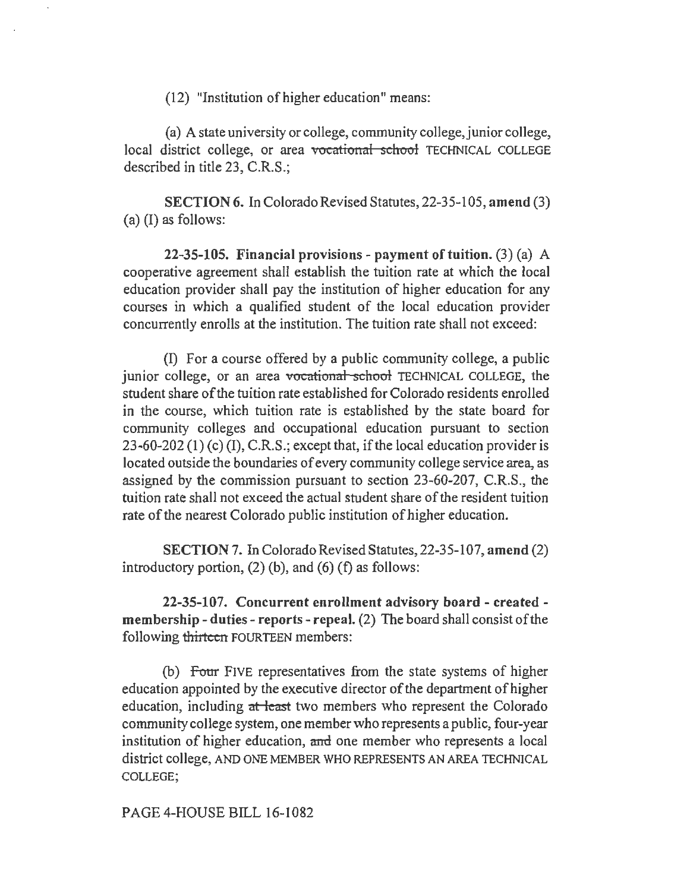(12) "Institution of higher education" means:

(a) A state university or college, community college, junior college, local district college, or area ~~vocational school~~ TECHNICAL COLLEGE described in title 23, C.R.S.;

**SECTION 6.** In Colorado Revised Statutes, 22-35-105, **amend** (3) (a) (I) as follows:

**22-35-105. Financial provisions - payment of tuition.** (3) (a) A cooperative agreement shall establish the tuition rate at which the local education provider shall pay the institution of higher education for any courses in which a qualified student of the local education provider concurrently enrolls at the institution. The tuition rate shall not exceed:

(I) For a course offered by a public community college, a public junior college, or an area ~~vocational school~~ TECHNICAL COLLEGE, the student share of the tuition rate established for Colorado residents enrolled in the course, which tuition rate is established by the state board for community colleges and occupational education pursuant to section 23-60-202 (1) (c) (I), C.R.S.; except that, if the local education provider is located outside the boundaries of every community college service area, as assigned by the commission pursuant to section 23-60-207, C.R.S., the tuition rate shall not exceed the actual student share of the resident tuition rate of the nearest Colorado public institution of higher education.

**SECTION 7.** In Colorado Revised Statutes, 22-35-107, **amend** (2) introductory portion, (2) (b), and (6) (f) as follows:

**22-35-107. Concurrent enrollment advisory board - created - membership - duties - reports - repeal.** (2) The board shall consist of the following ~~thirteen~~ FOURTEEN members:

(b) ~~Four~~ FIVE representatives from the state systems of higher education appointed by the executive director of the department of higher education, including ~~at least~~ two members who represent the Colorado community college system, one member who represents a public, four-year institution of higher education, ~~and~~ one member who represents a local district college, AND ONE MEMBER WHO REPRESENTS AN AREA TECHNICAL COLLEGE;

PAGE 4-HOUSE BILL 16-1082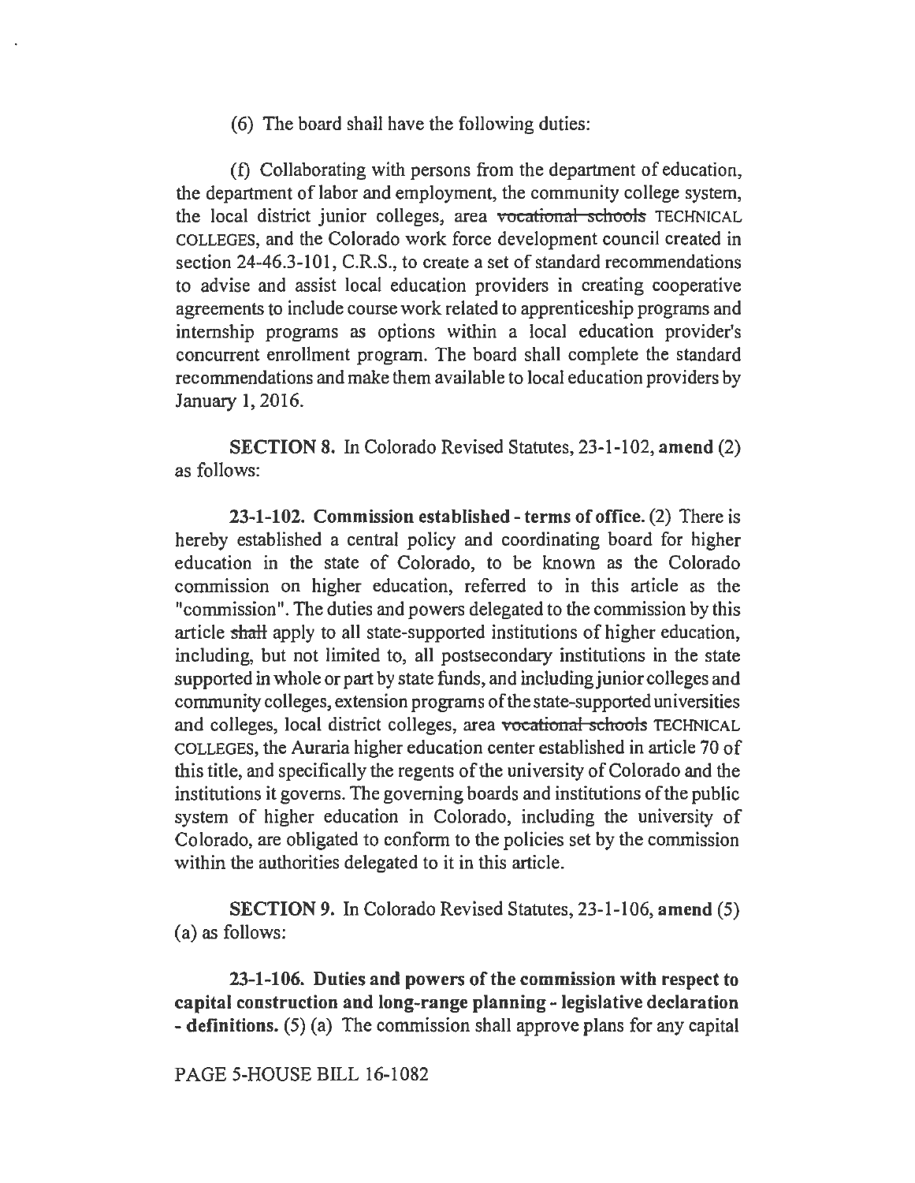(6) The board shall have the following duties:

(f) Collaborating with persons from the department of education, the department of labor and employment, the community college system, the local district junior colleges, area ~~vocational schools~~ TECHNICAL COLLEGES, and the Colorado work force development council created in section 24-46.3-101, C.R.S., to create a set of standard recommendations to advise and assist local education providers in creating cooperative agreements to include course work related to apprenticeship programs and internship programs as options within a local education provider's concurrent enrollment program. The board shall complete the standard recommendations and make them available to local education providers by January 1, 2016.

**SECTION 8.** In Colorado Revised Statutes, 23-1-102, **amend** (2) as follows:

**23-1-102. Commission established - terms of office.** (2) There is hereby established a central policy and coordinating board for higher education in the state of Colorado, to be known as the Colorado commission on higher education, referred to in this article as the "commission". The duties and powers delegated to the commission by this article ~~shall~~ apply to all state-supported institutions of higher education, including, but not limited to, all postsecondary institutions in the state supported in whole or part by state funds, and including junior colleges and community colleges, extension programs of the state-supported universities and colleges, local district colleges, area ~~vocational schools~~ TECHNICAL COLLEGES, the Auraria higher education center established in article 70 of this title, and specifically the regents of the university of Colorado and the institutions it governs. The governing boards and institutions of the public system of higher education in Colorado, including the university of Colorado, are obligated to conform to the policies set by the commission within the authorities delegated to it in this article.

**SECTION 9.** In Colorado Revised Statutes, 23-1-106, **amend** (5) (a) as follows:

**23-1-106. Duties and powers of the commission with respect to capital construction and long-range planning - legislative declaration - definitions.** (5) (a) The commission shall approve plans for any capital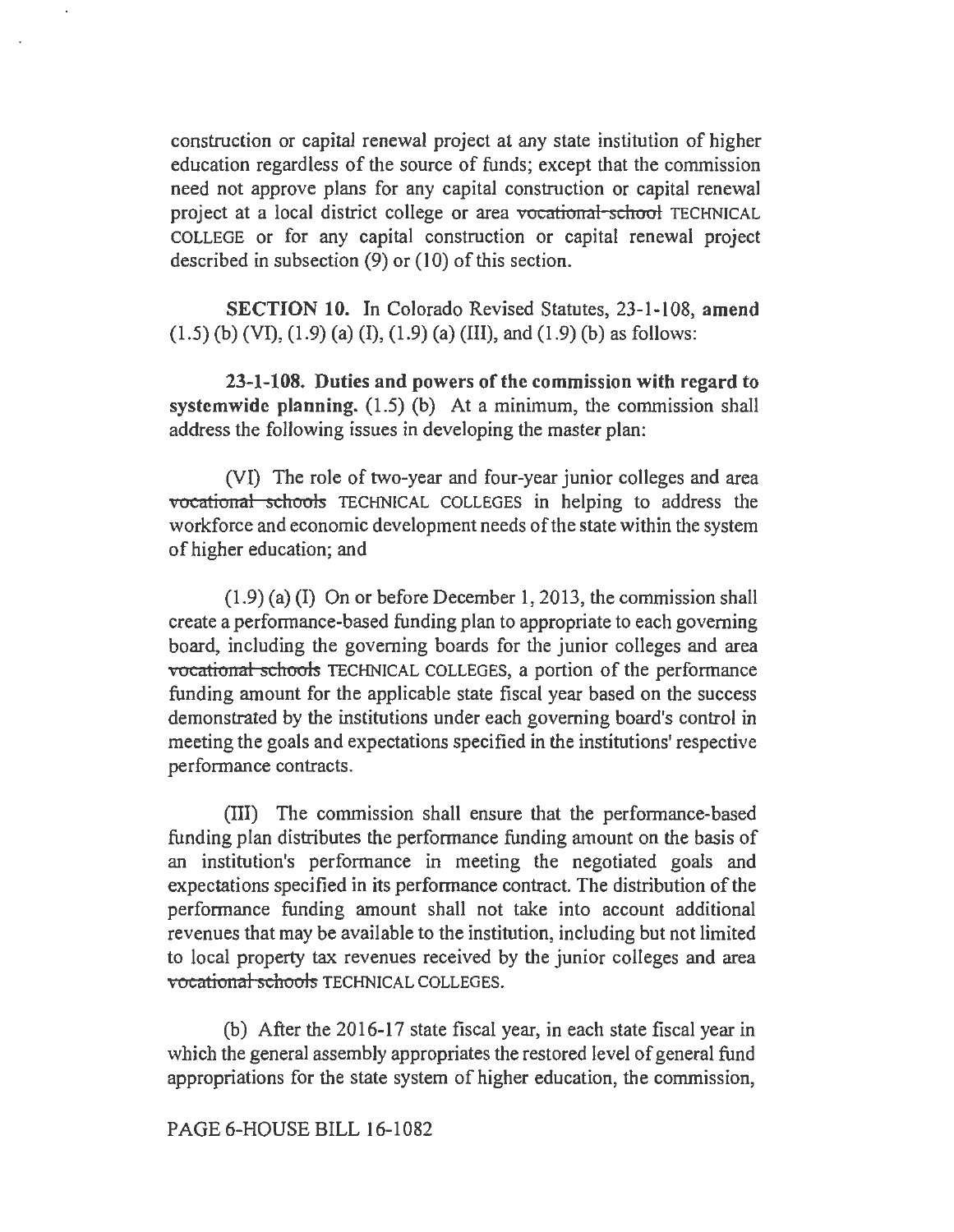construction or capital renewal project at any state institution of higher education regardless of the source of funds; except that the commission need not approve plans for any capital construction or capital renewal project at a local district college or area ~~vocational school~~ TECHNICAL COLLEGE or for any capital construction or capital renewal project described in subsection (9) or (10) of this section.

**SECTION 10.** In Colorado Revised Statutes, 23-1-108, **amend** (1.5) (b) (VI), (1.9) (a) (I), (1.9) (a) (III), and (1.9) (b) as follows:

**23-1-108. Duties and powers of the commission with regard to systemwide planning.** (1.5) (b) At a minimum, the commission shall address the following issues in developing the master plan:

(VI) The role of two-year and four-year junior colleges and area ~~vocational schools~~ TECHNICAL COLLEGES in helping to address the workforce and economic development needs of the state within the system of higher education; and

(1.9) (a) (I) On or before December 1, 2013, the commission shall create a performance-based funding plan to appropriate to each governing board, including the governing boards for the junior colleges and area ~~vocational schools~~ TECHNICAL COLLEGES, a portion of the performance funding amount for the applicable state fiscal year based on the success demonstrated by the institutions under each governing board's control in meeting the goals and expectations specified in the institutions' respective performance contracts.

(III) The commission shall ensure that the performance-based funding plan distributes the performance funding amount on the basis of an institution's performance in meeting the negotiated goals and expectations specified in its performance contract. The distribution of the performance funding amount shall not take into account additional revenues that may be available to the institution, including but not limited to local property tax revenues received by the junior colleges and area ~~vocational schools~~ TECHNICAL COLLEGES.

(b) After the 2016-17 state fiscal year, in each state fiscal year in which the general assembly appropriates the restored level of general fund appropriations for the state system of higher education, the commission,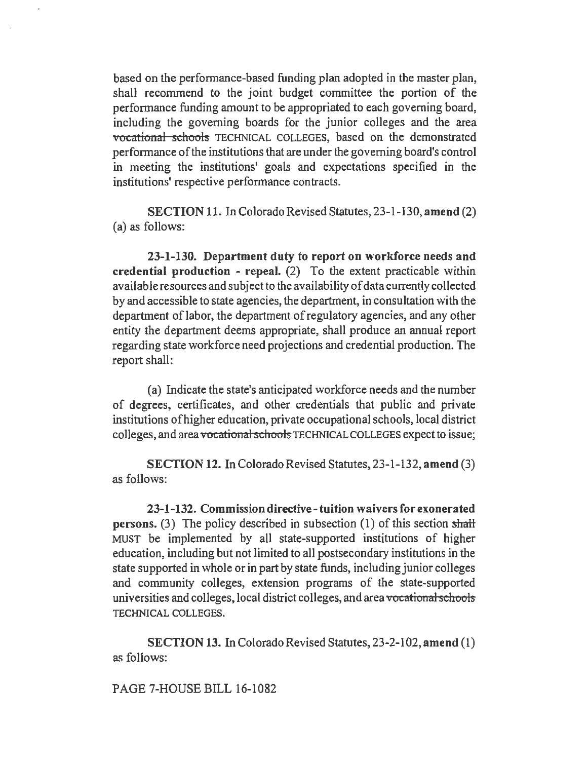based on the performance-based funding plan adopted in the master plan, shall recommend to the joint budget committee the portion of the performance funding amount to be appropriated to each governing board, including the governing boards for the junior colleges and the area ~~vocational schools~~ TECHNICAL COLLEGES, based on the demonstrated performance of the institutions that are under the governing board's control in meeting the institutions' goals and expectations specified in the institutions' respective performance contracts.

**SECTION 11.** In Colorado Revised Statutes, 23-1-130, **amend** (2) (a) as follows:

**23-1-130. Department duty to report on workforce needs and credential production - repeal.** (2) To the extent practicable within available resources and subject to the availability of data currently collected by and accessible to state agencies, the department, in consultation with the department of labor, the department of regulatory agencies, and any other entity the department deems appropriate, shall produce an annual report regarding state workforce need projections and credential production. The report shall:

(a) Indicate the state's anticipated workforce needs and the number of degrees, certificates, and other credentials that public and private institutions of higher education, private occupational schools, local district colleges, and area ~~vocational schools~~ TECHNICAL COLLEGES expect to issue;

**SECTION 12.** In Colorado Revised Statutes, 23-1-132, **amend** (3) as follows:

**23-1-132. Commission directive - tuition waivers for exonerated persons.** (3) The policy described in subsection (1) of this section ~~shall~~ MUST be implemented by all state-supported institutions of higher education, including but not limited to all postsecondary institutions in the state supported in whole or in part by state funds, including junior colleges and community colleges, extension programs of the state-supported universities and colleges, local district colleges, and area ~~vocational schools~~ TECHNICAL COLLEGES.

**SECTION 13.** In Colorado Revised Statutes, 23-2-102, **amend** (1) as follows:

PAGE 7-HOUSE BILL 16-1082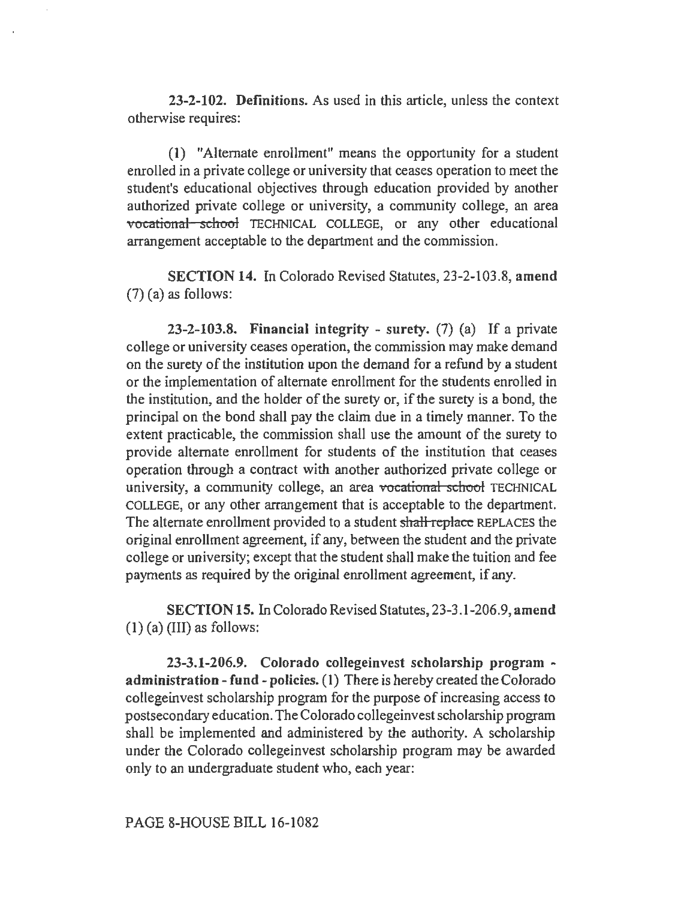**23-2-102. Definitions.** As used in this article, unless the context otherwise requires:

(1) "Alternate enrollment" means the opportunity for a student enrolled in a private college or university that ceases operation to meet the student's educational objectives through education provided by another authorized private college or university, a community college, an area ~~vocational school~~ TECHNICAL COLLEGE, or any other educational arrangement acceptable to the department and the commission.

**SECTION 14.** In Colorado Revised Statutes, 23-2-103.8, **amend** (7) (a) as follows:

**23-2-103.8. Financial integrity - surety.** (7) (a) If a private college or university ceases operation, the commission may make demand on the surety of the institution upon the demand for a refund by a student or the implementation of alternate enrollment for the students enrolled in the institution, and the holder of the surety or, if the surety is a bond, the principal on the bond shall pay the claim due in a timely manner. To the extent practicable, the commission shall use the amount of the surety to provide alternate enrollment for students of the institution that ceases operation through a contract with another authorized private college or university, a community college, an area ~~vocational school~~ TECHNICAL COLLEGE, or any other arrangement that is acceptable to the department. The alternate enrollment provided to a student ~~shall replace~~ REPLACES the original enrollment agreement, if any, between the student and the private college or university; except that the student shall make the tuition and fee payments as required by the original enrollment agreement, if any.

**SECTION 15.** In Colorado Revised Statutes, 23-3.1-206.9, **amend** (1) (a) (III) as follows:

**23-3.1-206.9. Colorado collegeinvest scholarship program - administration - fund - policies.** (1) There is hereby created the Colorado collegeinvest scholarship program for the purpose of increasing access to postsecondary education. The Colorado collegeinvest scholarship program shall be implemented and administered by the authority. A scholarship under the Colorado collegeinvest scholarship program may be awarded only to an undergraduate student who, each year:

PAGE 8-HOUSE BILL 16-1082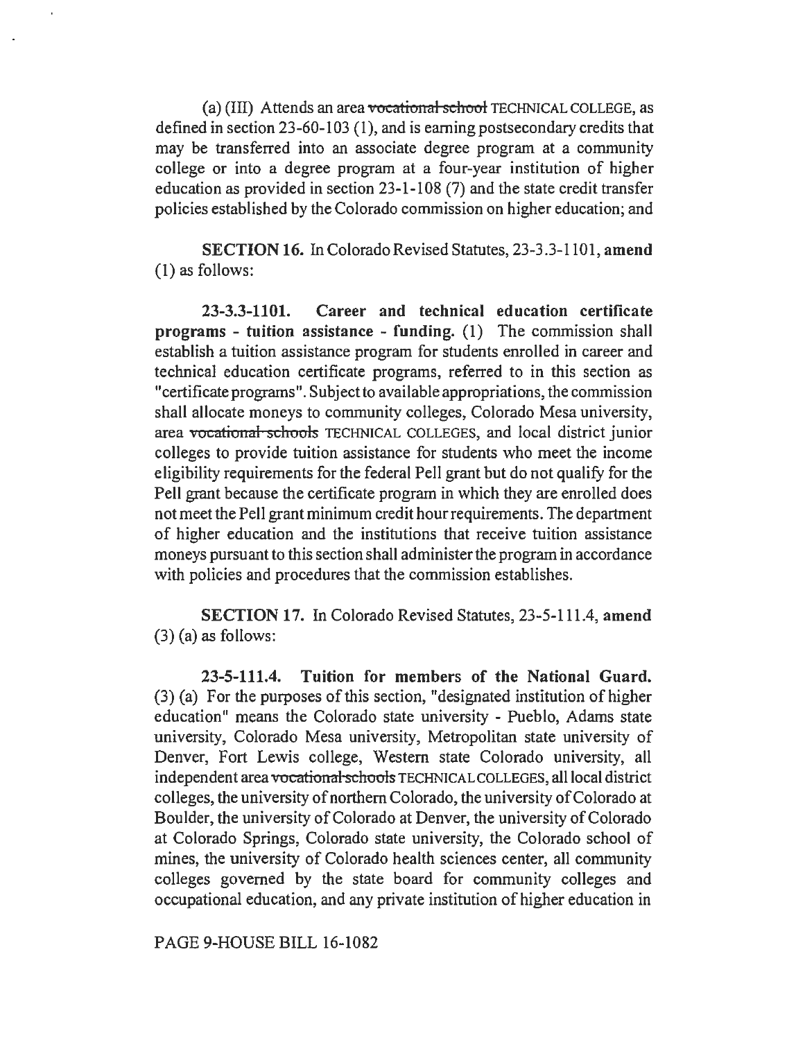(a) (III) Attends an area ~~vocational school~~ TECHNICAL COLLEGE, as defined in section 23-60-103 (1), and is earning postsecondary credits that may be transferred into an associate degree program at a community college or into a degree program at a four-year institution of higher education as provided in section 23-1-108 (7) and the state credit transfer policies established by the Colorado commission on higher education; and

**SECTION 16.** In Colorado Revised Statutes, 23-3.3-1101, **amend** (1) as follows:

**23-3.3-1101. Career and technical education certificate programs - tuition assistance - funding.** (1) The commission shall establish a tuition assistance program for students enrolled in career and technical education certificate programs, referred to in this section as "certificate programs". Subject to available appropriations, the commission shall allocate moneys to community colleges, Colorado Mesa university, area ~~vocational schools~~ TECHNICAL COLLEGES, and local district junior colleges to provide tuition assistance for students who meet the income eligibility requirements for the federal Pell grant but do not qualify for the Pell grant because the certificate program in which they are enrolled does not meet the Pell grant minimum credit hour requirements. The department of higher education and the institutions that receive tuition assistance moneys pursuant to this section shall administer the program in accordance with policies and procedures that the commission establishes.

**SECTION 17.** In Colorado Revised Statutes, 23-5-111.4, **amend** (3) (a) as follows:

**23-5-111.4. Tuition for members of the National Guard.** (3) (a) For the purposes of this section, "designated institution of higher education" means the Colorado state university - Pueblo, Adams state university, Colorado Mesa university, Metropolitan state university of Denver, Fort Lewis college, Western state Colorado university, all independent area ~~vocational schools~~ TECHNICAL COLLEGES, all local district colleges, the university of northern Colorado, the university of Colorado at Boulder, the university of Colorado at Denver, the university of Colorado at Colorado Springs, Colorado state university, the Colorado school of mines, the university of Colorado health sciences center, all community colleges governed by the state board for community colleges and occupational education, and any private institution of higher education in

PAGE 9-HOUSE BILL 16-1082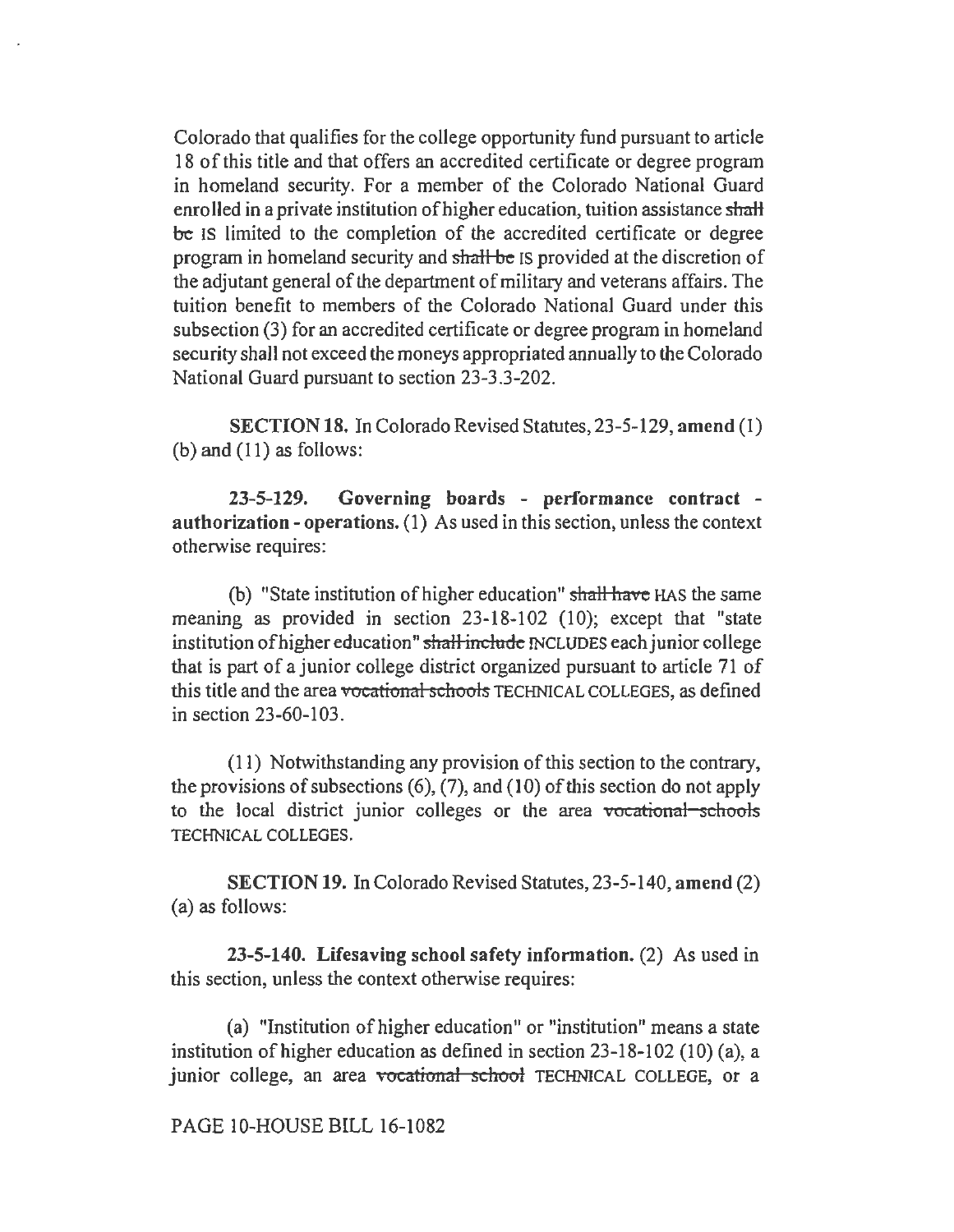Colorado that qualifies for the college opportunity fund pursuant to article 18 of this title and that offers an accredited certificate or degree program in homeland security. For a member of the Colorado National Guard enrolled in a private institution of higher education, tuition assistance ~~shall be~~ IS limited to the completion of the accredited certificate or degree program in homeland security and ~~shall be~~ IS provided at the discretion of the adjutant general of the department of military and veterans affairs. The tuition benefit to members of the Colorado National Guard under this subsection (3) for an accredited certificate or degree program in homeland security shall not exceed the moneys appropriated annually to the Colorado National Guard pursuant to section 23-3.3-202.

**SECTION 18.** In Colorado Revised Statutes, 23-5-129, **amend** (1) (b) and (11) as follows:

**23-5-129. Governing boards - performance contract - authorization - operations.** (1) As used in this section, unless the context otherwise requires:

(b) "State institution of higher education" ~~shall have~~ HAS the same meaning as provided in section 23-18-102 (10); except that "state institution of higher education" ~~shall include~~ INCLUDES each junior college that is part of a junior college district organized pursuant to article 71 of this title and the area ~~vocational schools~~ TECHNICAL COLLEGES, as defined in section 23-60-103.

(11) Notwithstanding any provision of this section to the contrary, the provisions of subsections (6), (7), and (10) of this section do not apply to the local district junior colleges or the area ~~vocational schools~~ TECHNICAL COLLEGES.

**SECTION 19.** In Colorado Revised Statutes, 23-5-140, **amend** (2) (a) as follows:

**23-5-140. Lifesaving school safety information.** (2) As used in this section, unless the context otherwise requires:

(a) "Institution of higher education" or "institution" means a state institution of higher education as defined in section 23-18-102 (10) (a), a junior college, an area ~~vocational school~~ TECHNICAL COLLEGE, or a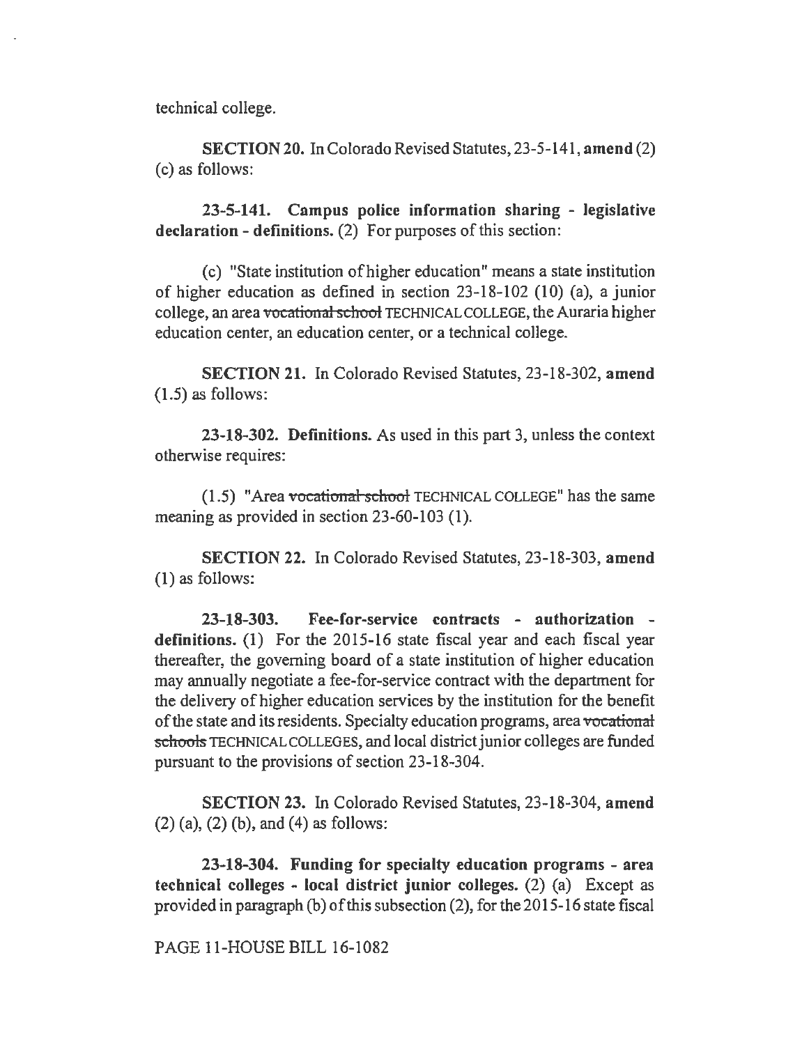technical college.

**SECTION 20.** In Colorado Revised Statutes, 23-5-141, **amend** (2) (c) as follows:

**23-5-141. Campus police information sharing - legislative declaration - definitions.** (2) For purposes of this section:

(c) "State institution of higher education" means a state institution of higher education as defined in section 23-18-102 (10) (a), a junior college, an area ~~vocational school~~ TECHNICAL COLLEGE, the Auraria higher education center, an education center, or a technical college.

**SECTION 21.** In Colorado Revised Statutes, 23-18-302, **amend** (1.5) as follows:

**23-18-302. Definitions.** As used in this part 3, unless the context otherwise requires:

(1.5) "Area ~~vocational school~~ TECHNICAL COLLEGE" has the same meaning as provided in section 23-60-103 (1).

**SECTION 22.** In Colorado Revised Statutes, 23-18-303, **amend** (1) as follows:

**23-18-303. Fee-for-service contracts - authorization - definitions.** (1) For the 2015-16 state fiscal year and each fiscal year thereafter, the governing board of a state institution of higher education may annually negotiate a fee-for-service contract with the department for the delivery of higher education services by the institution for the benefit of the state and its residents. Specialty education programs, area ~~vocational schools~~ TECHNICAL COLLEGES, and local district junior colleges are funded pursuant to the provisions of section 23-18-304.

**SECTION 23.** In Colorado Revised Statutes, 23-18-304, **amend** (2) (a), (2) (b), and (4) as follows:

**23-18-304. Funding for specialty education programs - area technical colleges - local district junior colleges.** (2) (a) Except as provided in paragraph (b) of this subsection (2), for the 2015-16 state fiscal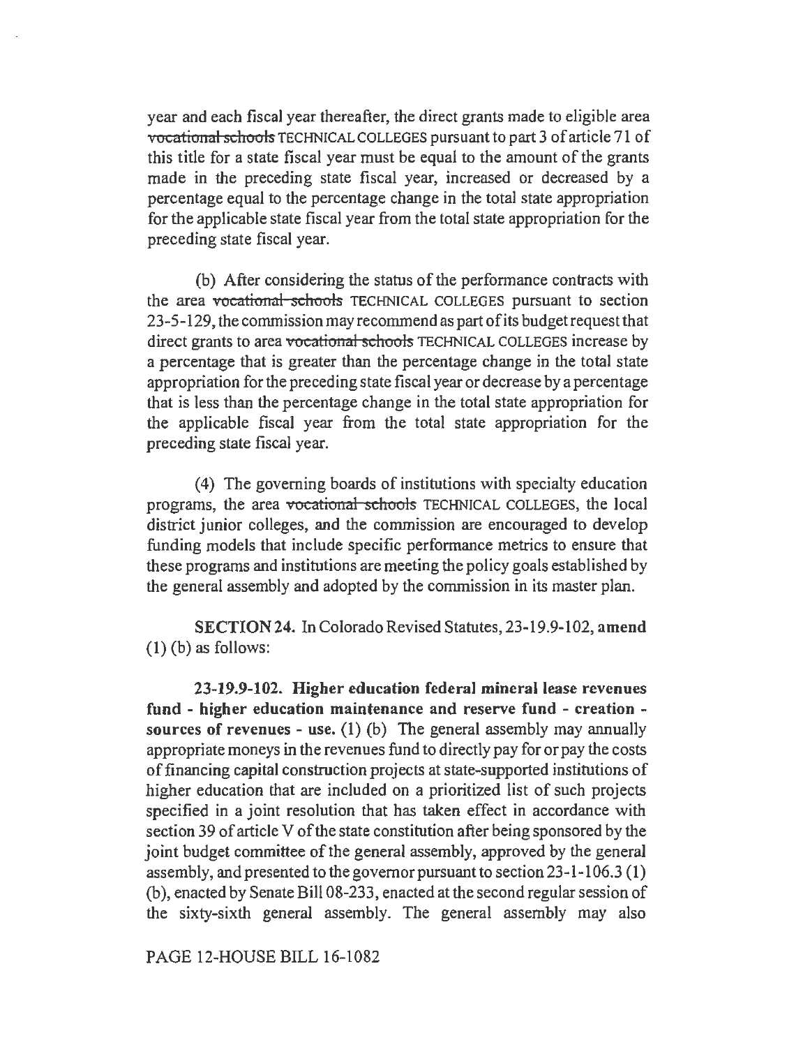year and each fiscal year thereafter, the direct grants made to eligible area ~~vocational schools~~ TECHNICAL COLLEGES pursuant to part 3 of article 71 of this title for a state fiscal year must be equal to the amount of the grants made in the preceding state fiscal year, increased or decreased by a percentage equal to the percentage change in the total state appropriation for the applicable state fiscal year from the total state appropriation for the preceding state fiscal year.

(b) After considering the status of the performance contracts with the area ~~vocational schools~~ TECHNICAL COLLEGES pursuant to section 23-5-129, the commission may recommend as part of its budget request that direct grants to area ~~vocational schools~~ TECHNICAL COLLEGES increase by a percentage that is greater than the percentage change in the total state appropriation for the preceding state fiscal year or decrease by a percentage that is less than the percentage change in the total state appropriation for the applicable fiscal year from the total state appropriation for the preceding state fiscal year.

(4) The governing boards of institutions with specialty education programs, the area ~~vocational schools~~ TECHNICAL COLLEGES, the local district junior colleges, and the commission are encouraged to develop funding models that include specific performance metrics to ensure that these programs and institutions are meeting the policy goals established by the general assembly and adopted by the commission in its master plan.

**SECTION 24.** In Colorado Revised Statutes, 23-19.9-102, **amend** (1) (b) as follows:

**23-19.9-102. Higher education federal mineral lease revenues fund - higher education maintenance and reserve fund - creation - sources of revenues - use.** (1) (b) The general assembly may annually appropriate moneys in the revenues fund to directly pay for or pay the costs of financing capital construction projects at state-supported institutions of higher education that are included on a prioritized list of such projects specified in a joint resolution that has taken effect in accordance with section 39 of article V of the state constitution after being sponsored by the joint budget committee of the general assembly, approved by the general assembly, and presented to the governor pursuant to section 23-1-106.3 (1) (b), enacted by Senate Bill 08-233, enacted at the second regular session of the sixty-sixth general assembly. The general assembly may also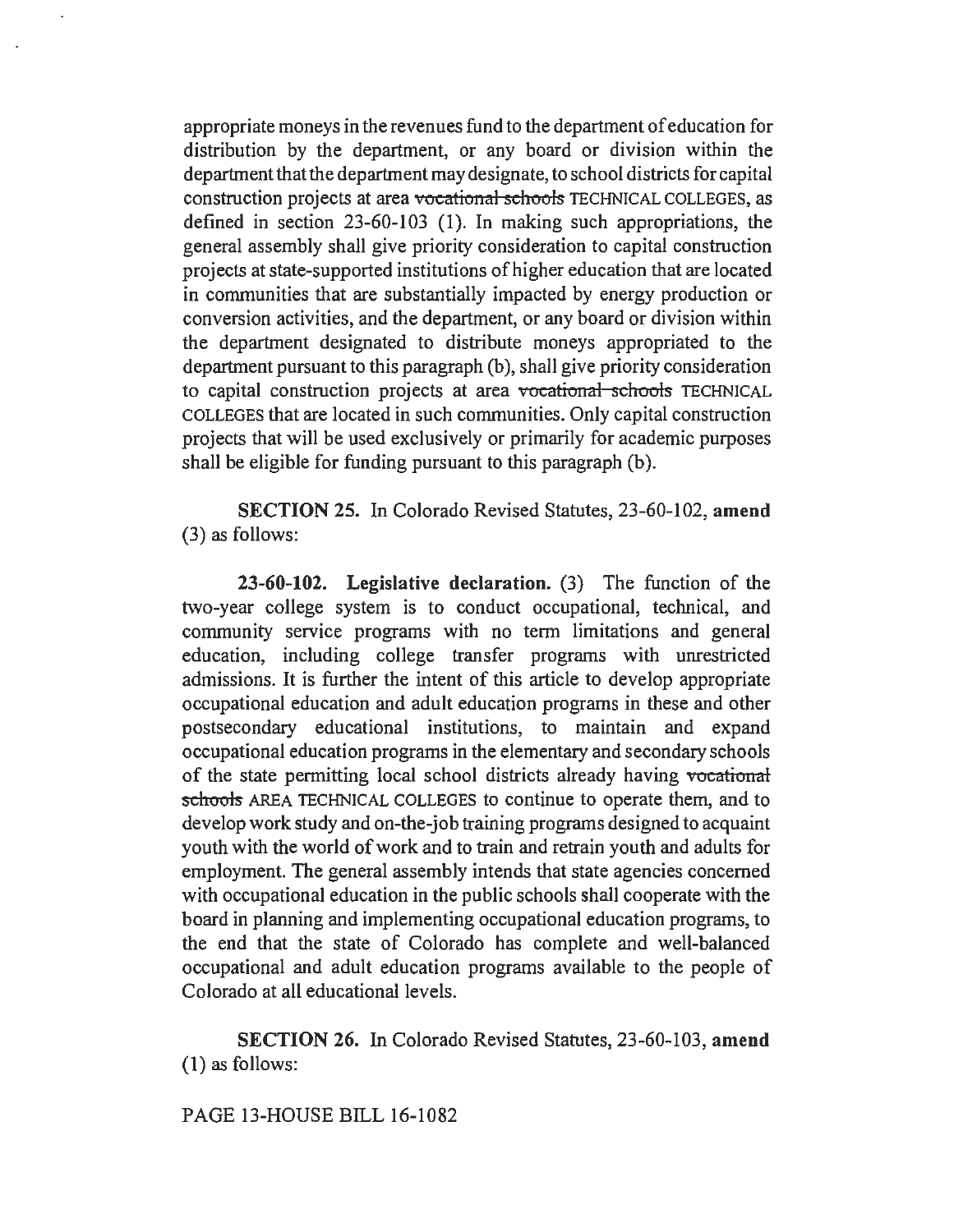appropriate moneys in the revenues fund to the department of education for distribution by the department, or any board or division within the department that the department may designate, to school districts for capital construction projects at area ~~vocational schools~~ TECHNICAL COLLEGES, as defined in section 23-60-103 (1). In making such appropriations, the general assembly shall give priority consideration to capital construction projects at state-supported institutions of higher education that are located in communities that are substantially impacted by energy production or conversion activities, and the department, or any board or division within the department designated to distribute moneys appropriated to the department pursuant to this paragraph (b), shall give priority consideration to capital construction projects at area ~~vocational schools~~ TECHNICAL COLLEGES that are located in such communities. Only capital construction projects that will be used exclusively or primarily for academic purposes shall be eligible for funding pursuant to this paragraph (b).

**SECTION 25.** In Colorado Revised Statutes, 23-60-102, **amend** (3) as follows:

**23-60-102. Legislative declaration.** (3) The function of the two-year college system is to conduct occupational, technical, and community service programs with no term limitations and general education, including college transfer programs with unrestricted admissions. It is further the intent of this article to develop appropriate occupational education and adult education programs in these and other postsecondary educational institutions, to maintain and expand occupational education programs in the elementary and secondary schools of the state permitting local school districts already having ~~vocational schools~~ AREA TECHNICAL COLLEGES to continue to operate them, and to develop work study and on-the-job training programs designed to acquaint youth with the world of work and to train and retrain youth and adults for employment. The general assembly intends that state agencies concerned with occupational education in the public schools shall cooperate with the board in planning and implementing occupational education programs, to the end that the state of Colorado has complete and well-balanced occupational and adult education programs available to the people of Colorado at all educational levels.

**SECTION 26.** In Colorado Revised Statutes, 23-60-103, **amend** (1) as follows:

PAGE 13-HOUSE BILL 16-1082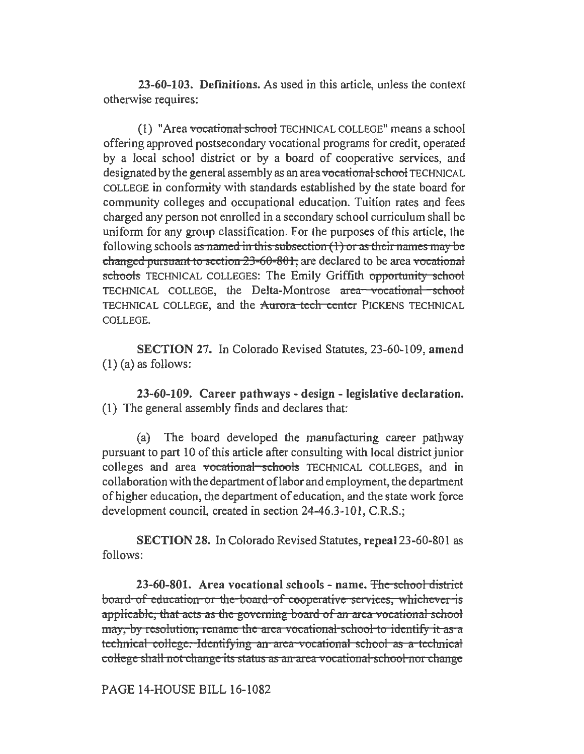**23-60-103. Definitions.** As used in this article, unless the context otherwise requires:

(1) "Area ~~vocational school~~ TECHNICAL COLLEGE" means a school offering approved postsecondary vocational programs for credit, operated by a local school district or by a board of cooperative services, and designated by the general assembly as an area ~~vocational school~~ TECHNICAL COLLEGE in conformity with standards established by the state board for community colleges and occupational education. Tuition rates and fees charged any person not enrolled in a secondary school curriculum shall be uniform for any group classification. For the purposes of this article, the following schools ~~as named in this subsection (1) or as their names may be changed pursuant to section 23-60-801,~~ are declared to be area ~~vocational schools~~ TECHNICAL COLLEGES: The Emily Griffith ~~opportunity school~~ TECHNICAL COLLEGE, the Delta-Montrose ~~area vocational school~~ TECHNICAL COLLEGE, and the ~~Aurora tech center~~ PICKENS TECHNICAL COLLEGE.

**SECTION 27.** In Colorado Revised Statutes, 23-60-109, **amend** (1) (a) as follows:

**23-60-109. Career pathways - design - legislative declaration.** (1) The general assembly finds and declares that:

(a) The board developed the manufacturing career pathway pursuant to part 10 of this article after consulting with local district junior colleges and area ~~vocational schools~~ TECHNICAL COLLEGES, and in collaboration with the department of labor and employment, the department of higher education, the department of education, and the state work force development council, created in section 24-46.3-101, C.R.S.;

**SECTION 28.** In Colorado Revised Statutes, **repeal** 23-60-801 as follows:

**23-60-801. Area vocational schools - name.** ~~The school district board of education or the board of cooperative services, whichever is applicable, that acts as the governing board of an area vocational school may, by resolution, rename the area vocational school to identify it as a technical college. Identifying an area vocational school as a technical college shall not change its status as an area vocational school nor change~~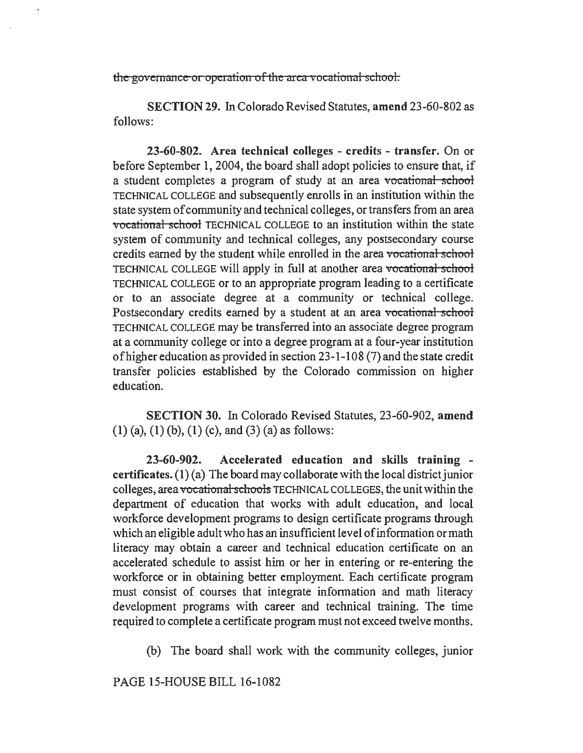~~the governance or operation of the area vocational school.~~

**SECTION 29.** In Colorado Revised Statutes, **amend** 23-60-802 as follows:

**23-60-802. Area technical colleges - credits - transfer.** On or before September 1, 2004, the board shall adopt policies to ensure that, if a student completes a program of study at an area ~~vocational school~~ TECHNICAL COLLEGE and subsequently enrolls in an institution within the state system of community and technical colleges, or transfers from an area ~~vocational school~~ TECHNICAL COLLEGE to an institution within the state system of community and technical colleges, any postsecondary course credits earned by the student while enrolled in the area ~~vocational school~~ TECHNICAL COLLEGE will apply in full at another area ~~vocational school~~ TECHNICAL COLLEGE or to an appropriate program leading to a certificate or to an associate degree at a community or technical college. Postsecondary credits earned by a student at an area ~~vocational school~~ TECHNICAL COLLEGE may be transferred into an associate degree program at a community college or into a degree program at a four-year institution of higher education as provided in section 23-1-108 (7) and the state credit transfer policies established by the Colorado commission on higher education.

**SECTION 30.** In Colorado Revised Statutes, 23-60-902, **amend** (1) (a), (1) (b), (1) (c), and (3) (a) as follows:

**23-60-902. Accelerated education and skills training - certificates.** (1) (a) The board may collaborate with the local district junior colleges, area ~~vocational schools~~ TECHNICAL COLLEGES, the unit within the department of education that works with adult education, and local workforce development programs to design certificate programs through which an eligible adult who has an insufficient level of information or math literacy may obtain a career and technical education certificate on an accelerated schedule to assist him or her in entering or re-entering the workforce or in obtaining better employment. Each certificate program must consist of courses that integrate information and math literacy development programs with career and technical training. The time required to complete a certificate program must not exceed twelve months.

(b) The board shall work with the community colleges, junior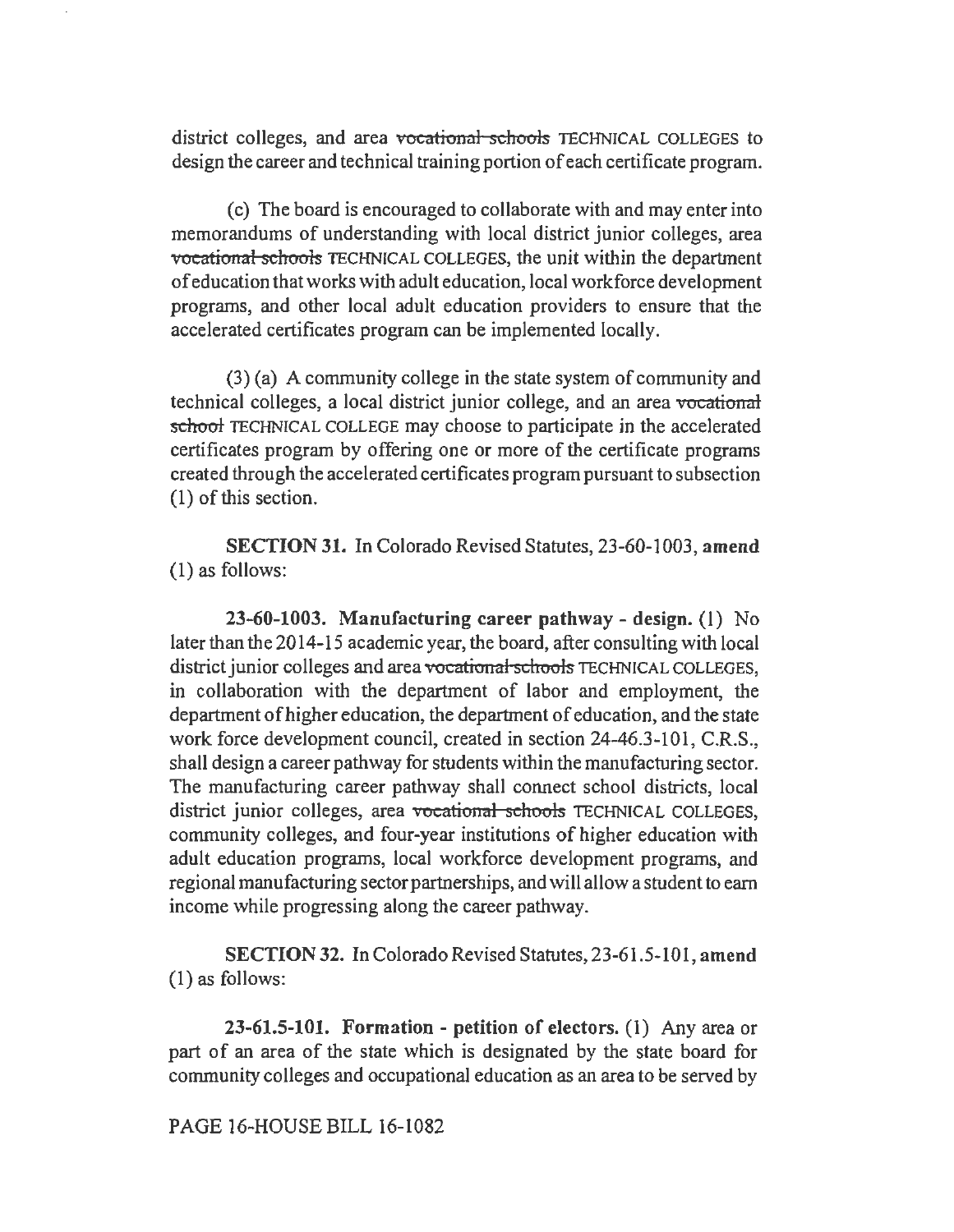district colleges, and area ~~vocational schools~~ TECHNICAL COLLEGES to design the career and technical training portion of each certificate program.

(c) The board is encouraged to collaborate with and may enter into memorandums of understanding with local district junior colleges, area ~~vocational schools~~ TECHNICAL COLLEGES, the unit within the department of education that works with adult education, local workforce development programs, and other local adult education providers to ensure that the accelerated certificates program can be implemented locally.

(3) (a) A community college in the state system of community and technical colleges, a local district junior college, and an area ~~vocational school~~ TECHNICAL COLLEGE may choose to participate in the accelerated certificates program by offering one or more of the certificate programs created through the accelerated certificates program pursuant to subsection (1) of this section.

**SECTION 31.** In Colorado Revised Statutes, 23-60-1003, **amend** (1) as follows:

**23-60-1003. Manufacturing career pathway - design.** (1) No later than the 2014-15 academic year, the board, after consulting with local district junior colleges and area ~~vocational schools~~ TECHNICAL COLLEGES, in collaboration with the department of labor and employment, the department of higher education, the department of education, and the state work force development council, created in section 24-46.3-101, C.R.S., shall design a career pathway for students within the manufacturing sector. The manufacturing career pathway shall connect school districts, local district junior colleges, area ~~vocational schools~~ TECHNICAL COLLEGES, community colleges, and four-year institutions of higher education with adult education programs, local workforce development programs, and regional manufacturing sector partnerships, and will allow a student to earn income while progressing along the career pathway.

**SECTION 32.** In Colorado Revised Statutes, 23-61.5-101, **amend** (1) as follows:

**23-61.5-101. Formation - petition of electors.** (1) Any area or part of an area of the state which is designated by the state board for community colleges and occupational education as an area to be served by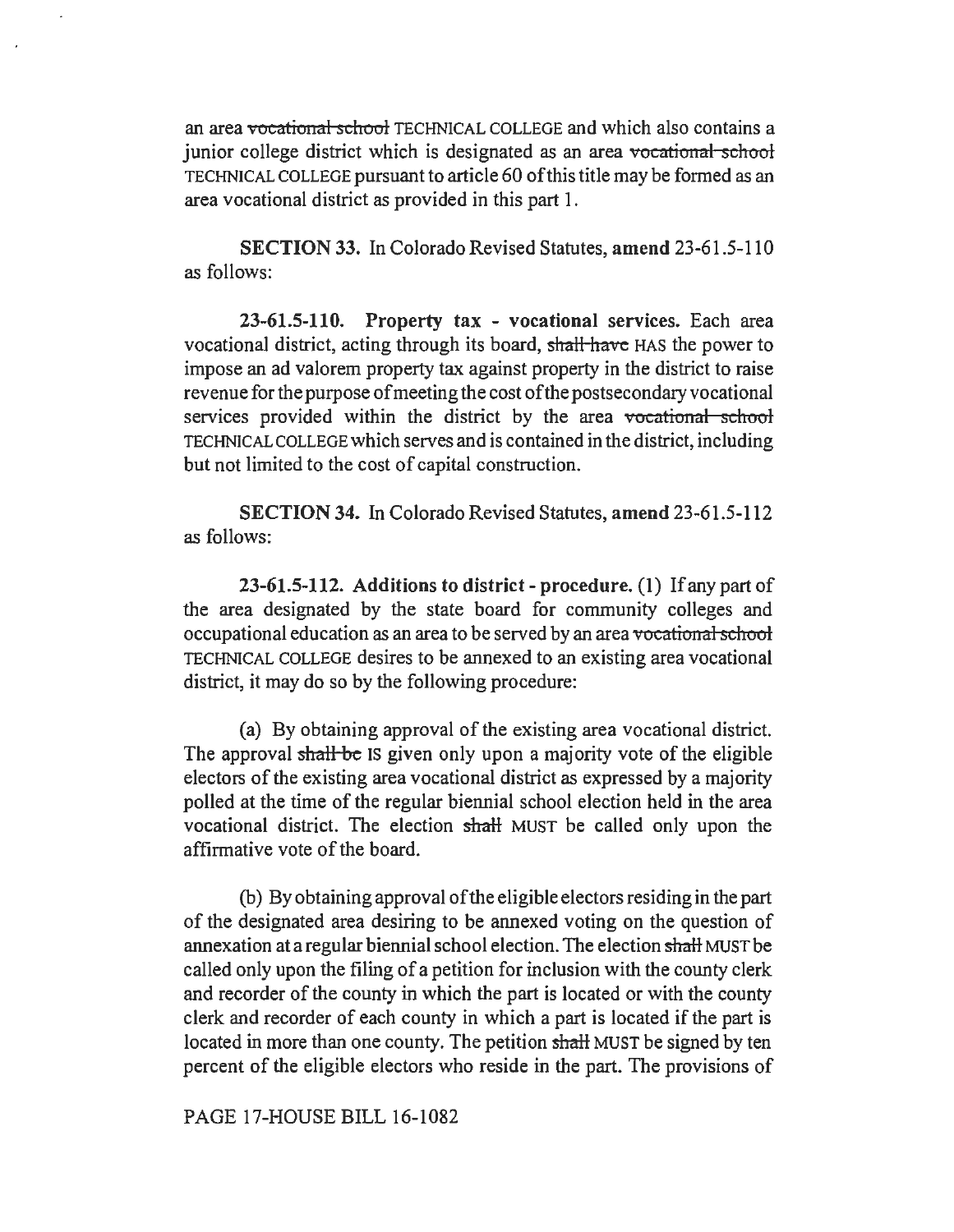an area ~~vocational school~~ TECHNICAL COLLEGE and which also contains a junior college district which is designated as an area ~~vocational school~~ TECHNICAL COLLEGE pursuant to article 60 of this title may be formed as an area vocational district as provided in this part 1.

**SECTION 33.** In Colorado Revised Statutes, **amend** 23-61.5-110 as follows:

**23-61.5-110. Property tax - vocational services.** Each area vocational district, acting through its board, ~~shall have~~ HAS the power to impose an ad valorem property tax against property in the district to raise revenue for the purpose of meeting the cost of the postsecondary vocational services provided within the district by the area ~~vocational school~~ TECHNICAL COLLEGE which serves and is contained in the district, including but not limited to the cost of capital construction.

**SECTION 34.** In Colorado Revised Statutes, **amend** 23-61.5-112 as follows:

**23-61.5-112. Additions to district - procedure.** (1) If any part of the area designated by the state board for community colleges and occupational education as an area to be served by an area ~~vocational school~~ TECHNICAL COLLEGE desires to be annexed to an existing area vocational district, it may do so by the following procedure:

(a) By obtaining approval of the existing area vocational district. The approval ~~shall be~~ IS given only upon a majority vote of the eligible electors of the existing area vocational district as expressed by a majority polled at the time of the regular biennial school election held in the area vocational district. The election ~~shall~~ MUST be called only upon the affirmative vote of the board.

(b) By obtaining approval of the eligible electors residing in the part of the designated area desiring to be annexed voting on the question of annexation at a regular biennial school election. The election ~~shall~~ MUST be called only upon the filing of a petition for inclusion with the county clerk and recorder of the county in which the part is located or with the county clerk and recorder of each county in which a part is located if the part is located in more than one county. The petition ~~shall~~ MUST be signed by ten percent of the eligible electors who reside in the part. The provisions of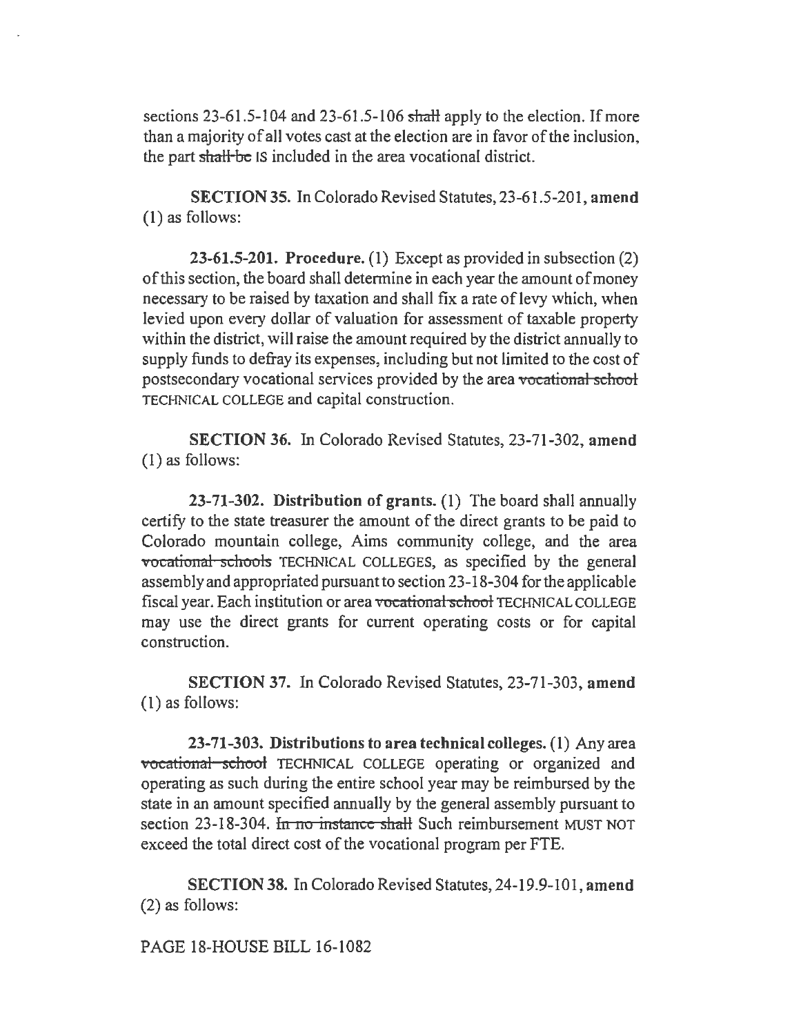sections 23-61.5-104 and 23-61.5-106 ~~shall~~ apply to the election. If more than a majority of all votes cast at the election are in favor of the inclusion, the part ~~shall be~~ IS included in the area vocational district.

**SECTION 35.** In Colorado Revised Statutes, 23-61.5-201, **amend** (1) as follows:

**23-61.5-201. Procedure.** (1) Except as provided in subsection (2) of this section, the board shall determine in each year the amount of money necessary to be raised by taxation and shall fix a rate of levy which, when levied upon every dollar of valuation for assessment of taxable property within the district, will raise the amount required by the district annually to supply funds to defray its expenses, including but not limited to the cost of postsecondary vocational services provided by the area ~~vocational school~~ TECHNICAL COLLEGE and capital construction.

**SECTION 36.** In Colorado Revised Statutes, 23-71-302, **amend** (1) as follows:

**23-71-302. Distribution of grants.** (1) The board shall annually certify to the state treasurer the amount of the direct grants to be paid to Colorado mountain college, Aims community college, and the area ~~vocational schools~~ TECHNICAL COLLEGES, as specified by the general assembly and appropriated pursuant to section 23-18-304 for the applicable fiscal year. Each institution or area ~~vocational school~~ TECHNICAL COLLEGE may use the direct grants for current operating costs or for capital construction.

**SECTION 37.** In Colorado Revised Statutes, 23-71-303, **amend** (1) as follows:

**23-71-303. Distributions to area technical colleges.** (1) Any area ~~vocational school~~ TECHNICAL COLLEGE operating or organized and operating as such during the entire school year may be reimbursed by the state in an amount specified annually by the general assembly pursuant to section 23-18-304. ~~In no instance shall~~ Such reimbursement MUST NOT exceed the total direct cost of the vocational program per FTE.

**SECTION 38.** In Colorado Revised Statutes, 24-19.9-101, **amend** (2) as follows: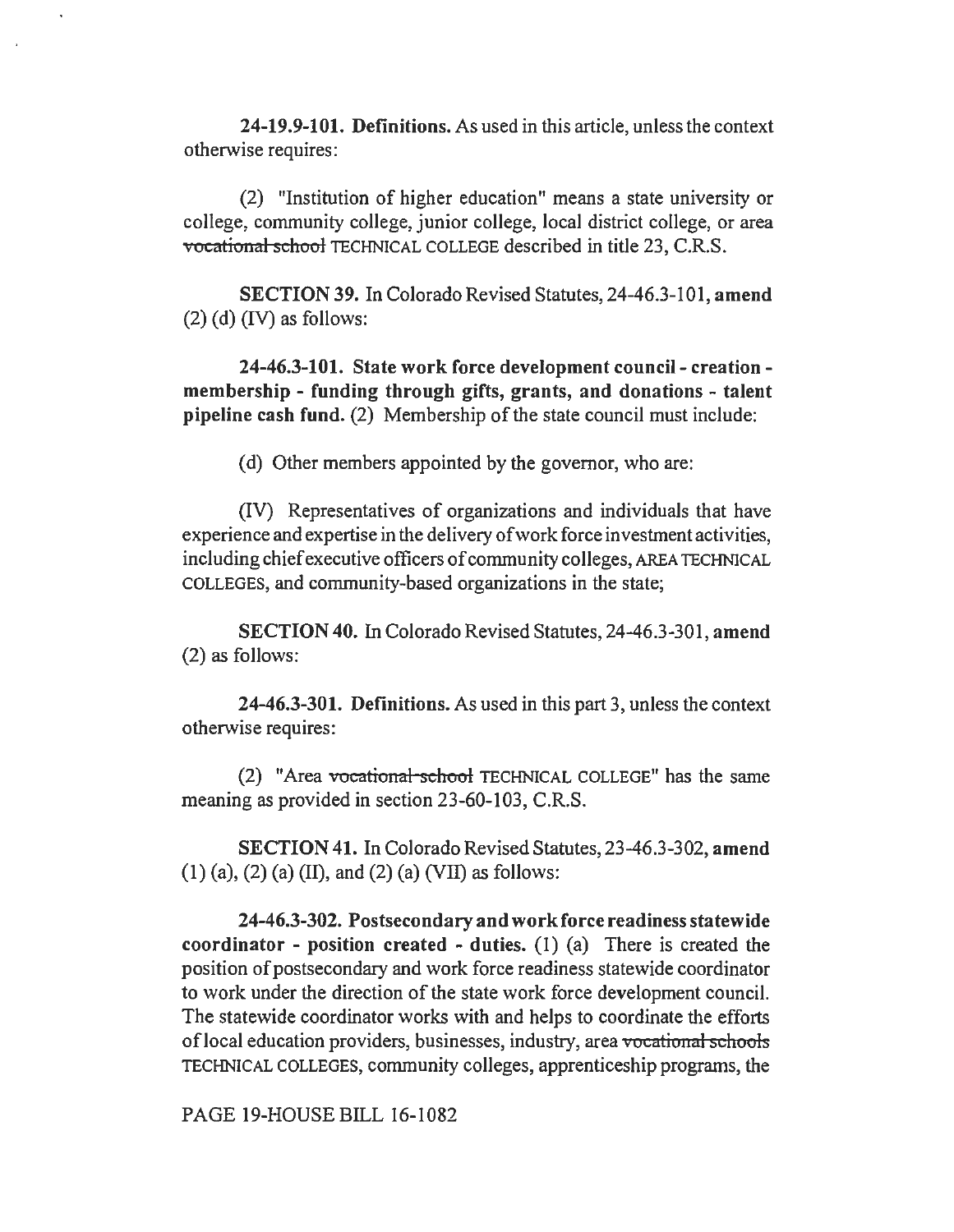**24-19.9-101. Definitions.** As used in this article, unless the context otherwise requires:

(2) "Institution of higher education" means a state university or college, community college, junior college, local district college, or area ~~vocational school~~ TECHNICAL COLLEGE described in title 23, C.R.S.

**SECTION 39.** In Colorado Revised Statutes, 24-46.3-101, **amend** (2) (d) (IV) as follows:

**24-46.3-101. State work force development council - creation - membership - funding through gifts, grants, and donations - talent pipeline cash fund.** (2) Membership of the state council must include:

(d) Other members appointed by the governor, who are:

(IV) Representatives of organizations and individuals that have experience and expertise in the delivery of work force investment activities, including chief executive officers of community colleges, AREA TECHNICAL COLLEGES, and community-based organizations in the state;

**SECTION 40.** In Colorado Revised Statutes, 24-46.3-301, **amend** (2) as follows:

**24-46.3-301. Definitions.** As used in this part 3, unless the context otherwise requires:

(2) "Area ~~vocational school~~ TECHNICAL COLLEGE" has the same meaning as provided in section 23-60-103, C.R.S.

**SECTION 41.** In Colorado Revised Statutes, 23-46.3-302, **amend** (1) (a), (2) (a) (II), and (2) (a) (VII) as follows:

**24-46.3-302. Postsecondary and work force readiness statewide coordinator - position created - duties.** (1) (a) There is created the position of postsecondary and work force readiness statewide coordinator to work under the direction of the state work force development council. The statewide coordinator works with and helps to coordinate the efforts of local education providers, businesses, industry, area ~~vocational schools~~ TECHNICAL COLLEGES, community colleges, apprenticeship programs, the

PAGE 19-HOUSE BILL 16-1082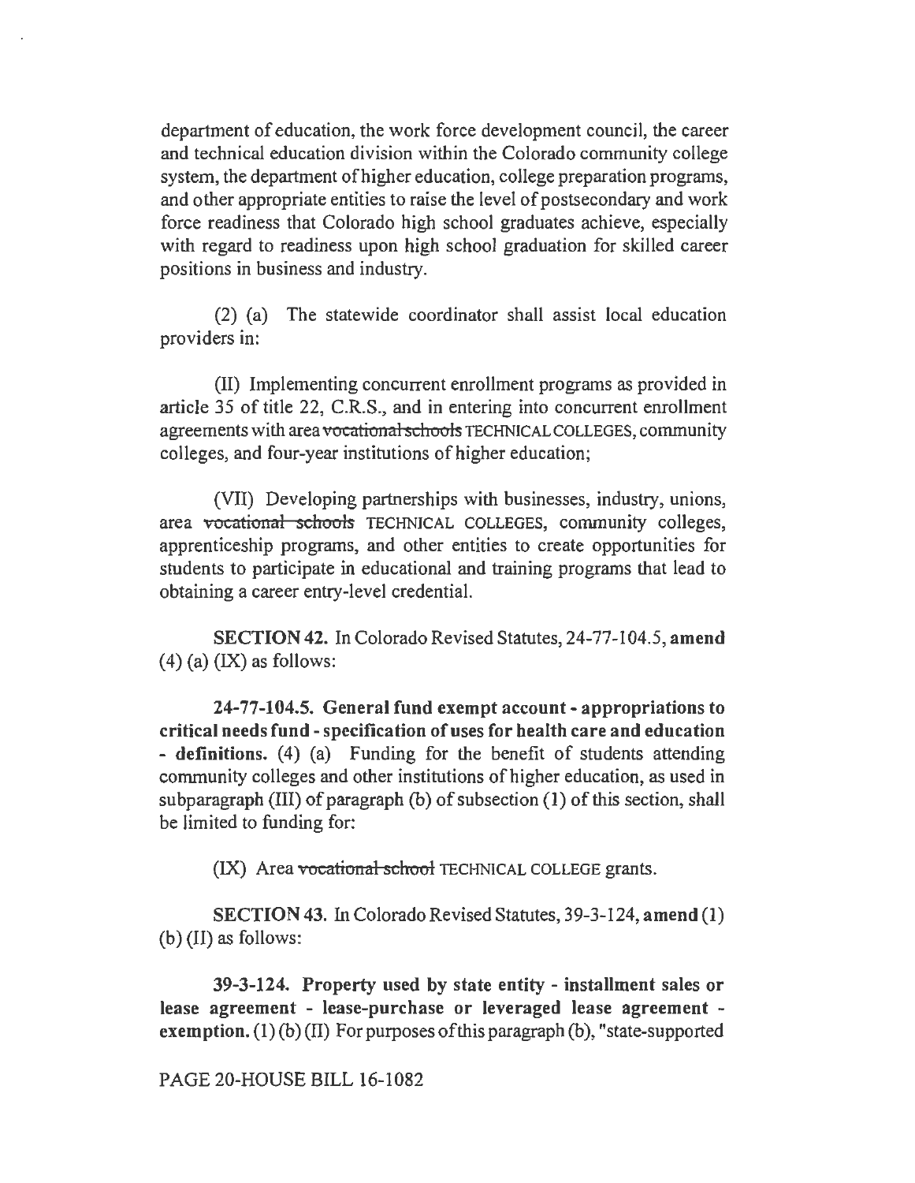department of education, the work force development council, the career and technical education division within the Colorado community college system, the department of higher education, college preparation programs, and other appropriate entities to raise the level of postsecondary and work force readiness that Colorado high school graduates achieve, especially with regard to readiness upon high school graduation for skilled career positions in business and industry.

(2) (a) The statewide coordinator shall assist local education providers in:

(II) Implementing concurrent enrollment programs as provided in article 35 of title 22, C.R.S., and in entering into concurrent enrollment agreements with area ~~vocational schools~~ TECHNICAL COLLEGES, community colleges, and four-year institutions of higher education;

(VII) Developing partnerships with businesses, industry, unions, area ~~vocational schools~~ TECHNICAL COLLEGES, community colleges, apprenticeship programs, and other entities to create opportunities for students to participate in educational and training programs that lead to obtaining a career entry-level credential.

**SECTION 42.** In Colorado Revised Statutes, 24-77-104.5, **amend** (4) (a) (IX) as follows:

**24-77-104.5. General fund exempt account - appropriations to critical needs fund - specification of uses for health care and education - definitions.** (4) (a) Funding for the benefit of students attending community colleges and other institutions of higher education, as used in subparagraph (III) of paragraph (b) of subsection (1) of this section, shall be limited to funding for:

(IX) Area ~~vocational school~~ TECHNICAL COLLEGE grants.

**SECTION 43.** In Colorado Revised Statutes, 39-3-124, **amend** (1) (b) (II) as follows:

**39-3-124. Property used by state entity - installment sales or lease agreement - lease-purchase or leveraged lease agreement - exemption.** (1) (b) (II) For purposes of this paragraph (b), "state-supported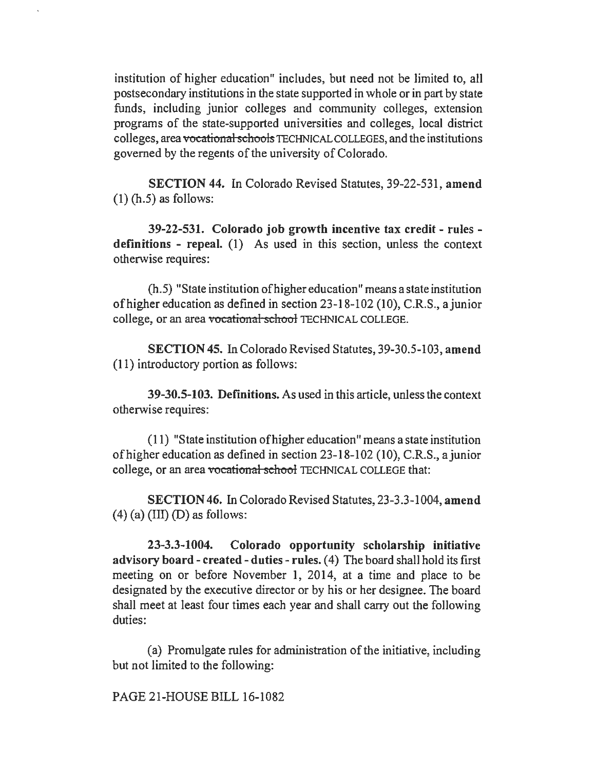institution of higher education" includes, but need not be limited to, all postsecondary institutions in the state supported in whole or in part by state funds, including junior colleges and community colleges, extension programs of the state-supported universities and colleges, local district colleges, area ~~vocational schools~~ TECHNICAL COLLEGES, and the institutions governed by the regents of the university of Colorado.

**SECTION 44.** In Colorado Revised Statutes, 39-22-531, **amend** (1) (h.5) as follows:

**39-22-531. Colorado job growth incentive tax credit - rules - definitions - repeal.** (1) As used in this section, unless the context otherwise requires:

(h.5) "State institution of higher education" means a state institution of higher education as defined in section 23-18-102 (10), C.R.S., a junior college, or an area ~~vocational school~~ TECHNICAL COLLEGE.

**SECTION 45.** In Colorado Revised Statutes, 39-30.5-103, **amend** (11) introductory portion as follows:

**39-30.5-103. Definitions.** As used in this article, unless the context otherwise requires:

(11) "State institution of higher education" means a state institution of higher education as defined in section 23-18-102 (10), C.R.S., a junior college, or an area ~~vocational school~~ TECHNICAL COLLEGE that:

**SECTION 46.** In Colorado Revised Statutes, 23-3.3-1004, **amend** (4) (a) (III) (D) as follows:

**23-3.3-1004. Colorado opportunity scholarship initiative advisory board - created - duties - rules.** (4) The board shall hold its first meeting on or before November 1, 2014, at a time and place to be designated by the executive director or by his or her designee. The board shall meet at least four times each year and shall carry out the following duties:

(a) Promulgate rules for administration of the initiative, including but not limited to the following: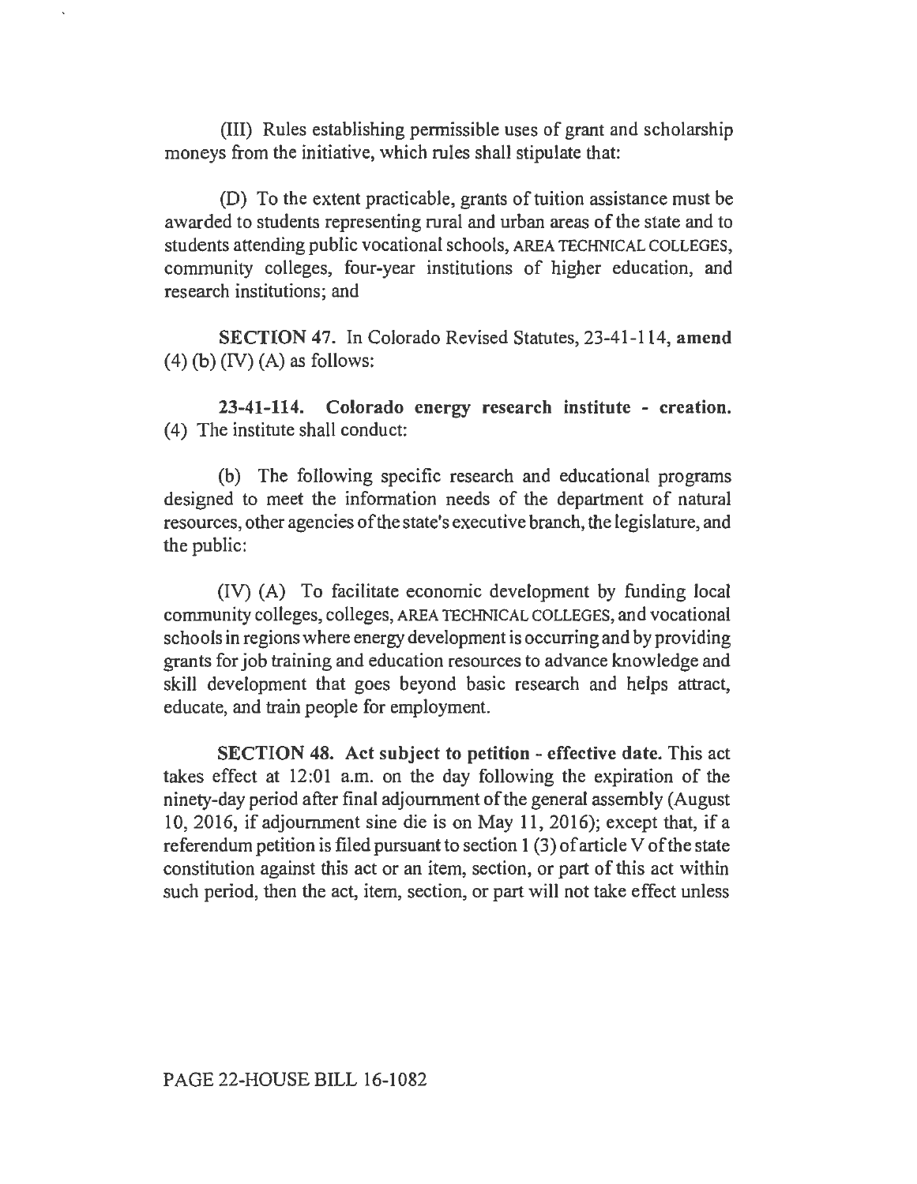(III) Rules establishing permissible uses of grant and scholarship moneys from the initiative, which rules shall stipulate that:

(D) To the extent practicable, grants of tuition assistance must be awarded to students representing rural and urban areas of the state and to students attending public vocational schools, AREA TECHNICAL COLLEGES, community colleges, four-year institutions of higher education, and research institutions; and

**SECTION 47.** In Colorado Revised Statutes, 23-41-114, **amend** (4) (b) (IV) (A) as follows:

**23-41-114. Colorado energy research institute - creation.** (4) The institute shall conduct:

(b) The following specific research and educational programs designed to meet the information needs of the department of natural resources, other agencies of the state's executive branch, the legislature, and the public:

(IV) (A) To facilitate economic development by funding local community colleges, colleges, AREA TECHNICAL COLLEGES, and vocational schools in regions where energy development is occurring and by providing grants for job training and education resources to advance knowledge and skill development that goes beyond basic research and helps attract, educate, and train people for employment.

**SECTION 48. Act subject to petition - effective date.** This act takes effect at 12:01 a.m. on the day following the expiration of the ninety-day period after final adjournment of the general assembly (August 10, 2016, if adjournment sine die is on May 11, 2016); except that, if a referendum petition is filed pursuant to section 1 (3) of article V of the state constitution against this act or an item, section, or part of this act within such period, then the act, item, section, or part will not take effect unless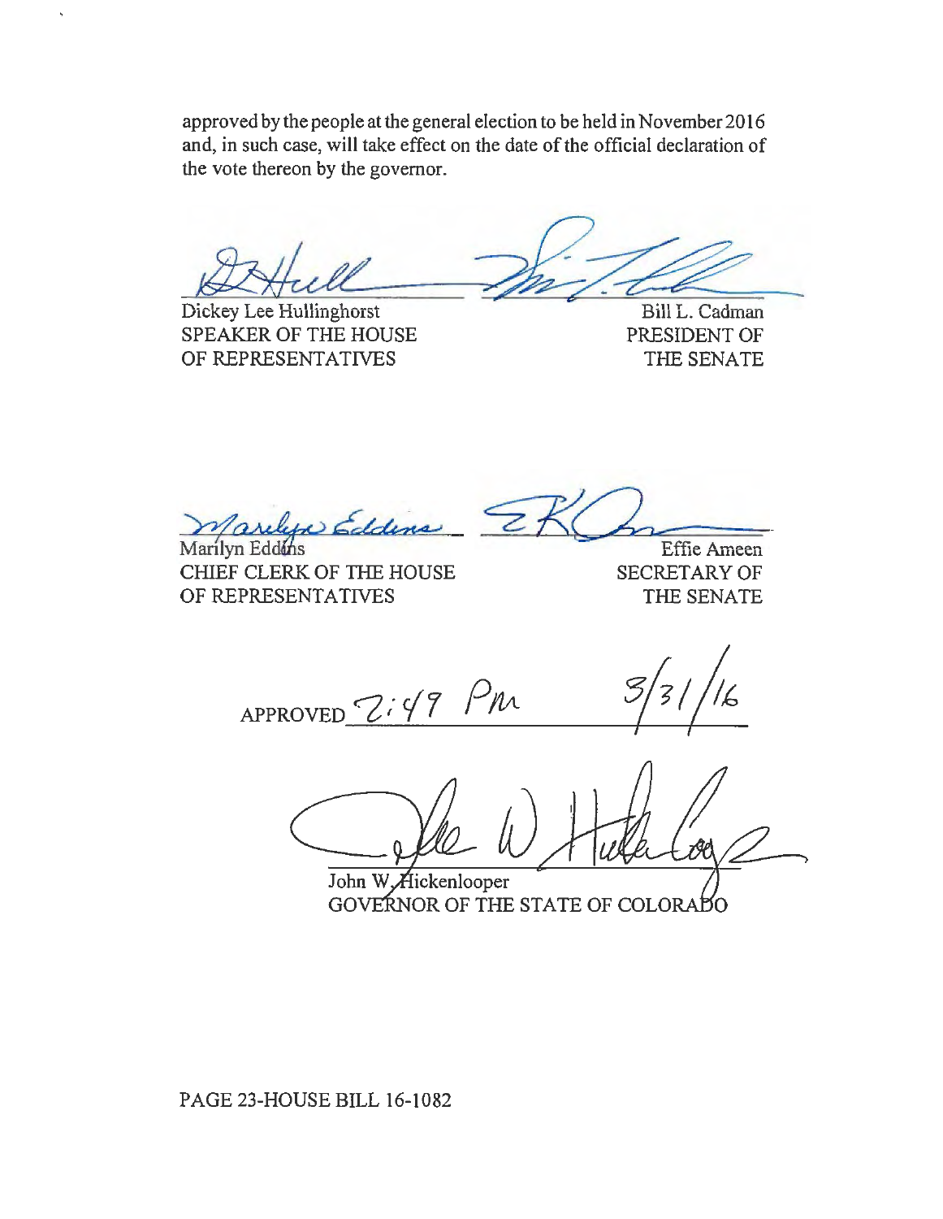approved by the people at the general election to be held in November 2016 and, in such case, will take effect on the date of the official declaration of the vote thereon by the governor.

| | |
|---|---|
| Dickey Lee Hullinghorst<br>SPEAKER OF THE HOUSE<br>OF REPRESENTATIVES | Bill L. Cadman<br>PRESIDENT OF<br>THE SENATE |
| Marilyn Eddins<br>CHIEF CLERK OF THE HOUSE<br>OF REPRESENTATIVES | Effie Ameen<br>SECRETARY OF<br>THE SENATE |

APPROVED 2:49 PM 3/31/16

John W. Hickenlooper
GOVERNOR OF THE STATE OF COLORADO

PAGE 23-HOUSE BILL 16-1082